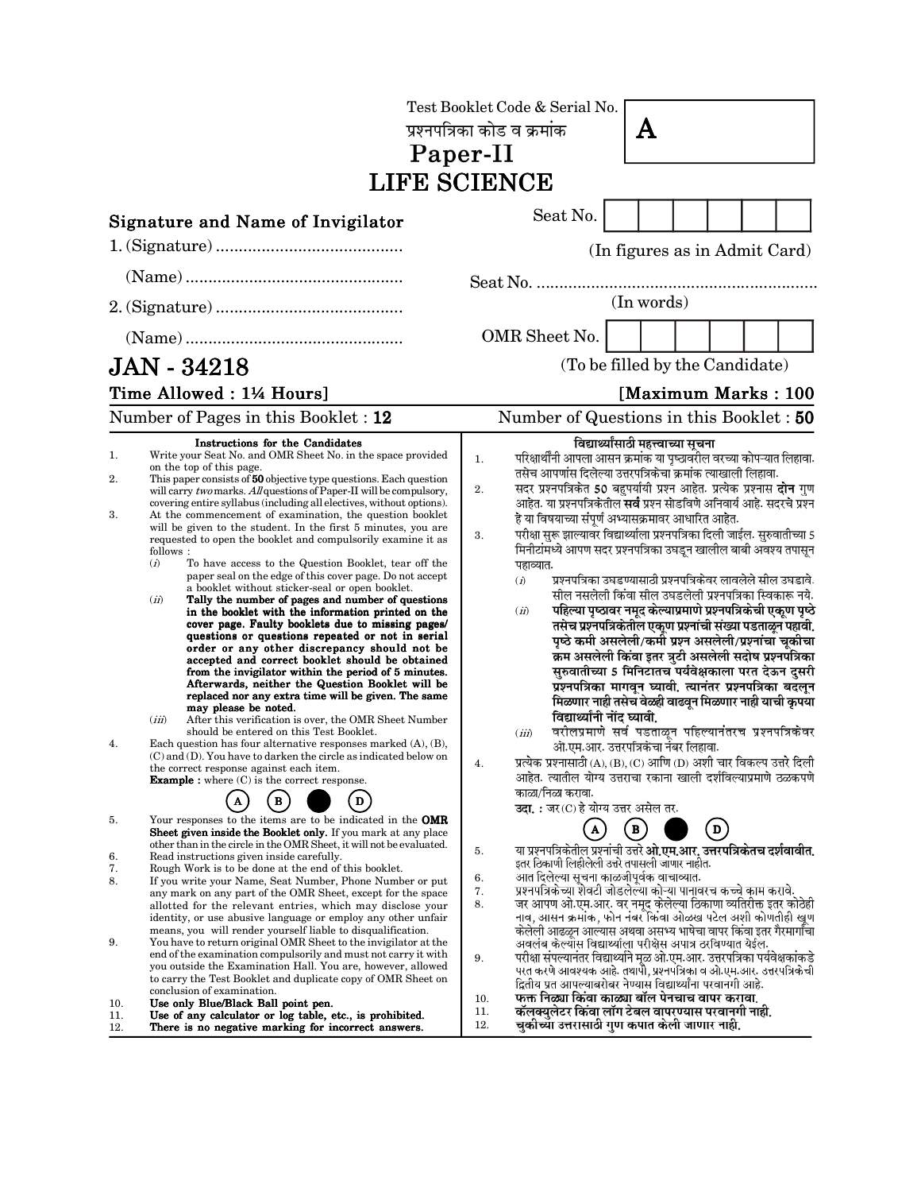Test Booklet Code & Serial No.

प्रश्नपत्रिका कोड व क्रमांक

**A**

# Paper-II

# LIFE SCIENCE

**Signature and Name of Invigilator**

1. (Signature) .........................................

(Name) ................................................

2. (Signature) .........................................

(Name) ................................................

Seat No. [ ]

(In figures as in Admit Card)

Seat No. ..............................................................

(In words)

OMR Sheet No. [ ]

(To be filled by the Candidate)

## JAN - 34218

**Time Allowed : 1¼ Hours]** **[Maximum Marks : 100**

Number of Pages in this Booklet : **12** Number of Questions in this Booklet : **50**

**Instructions for the Candidates**

1. Write your Seat No. and OMR Sheet No. in the space provided on the top of this page.
2. This paper consists of **50** objective type questions. Each question will carry *two* marks. *All* questions of Paper-II will be compulsory, covering entire syllabus (including all electives, without options).
3. At the commencement of examination, the question booklet will be given to the student. In the first 5 minutes, you are requested to open the booklet and compulsorily examine it as follows :
   (*i*) To have access to the Question Booklet, tear off the paper seal on the edge of this cover page. Do not accept a booklet without sticker-seal or open booklet.
   (*ii*) **Tally the number of pages and number of questions in the booklet with the information printed on the cover page. Faulty booklets due to missing pages/ questions or questions repeated or not in serial order or any other discrepancy should not be accepted and correct booklet should be obtained from the invigilator within the period of 5 minutes. Afterwards, neither the Question Booklet will be replaced nor any extra time will be given. The same may please be noted.**
   (*iii*) After this verification is over, the OMR Sheet Number should be entered on this Test Booklet.
4. Each question has four alternative responses marked (A), (B), (C) and (D). You have to darken the circle as indicated below on the correct response against each item.
   **Example :** where (C) is the correct response.
   (A) (B) ● (D)
5. Your responses to the items are to be indicated in the **OMR Sheet given inside the Booklet only.** If you mark at any place other than in the circle in the OMR Sheet, it will not be evaluated.
6. Read instructions given inside carefully.
7. Rough Work is to be done at the end of this booklet.
8. If you write your Name, Seat Number, Phone Number or put any mark on any part of the OMR Sheet, except for the space allotted for the relevant entries, which may disclose your identity, or use abusive language or employ any other unfair means, you will render yourself liable to disqualification.
9. You have to return original OMR Sheet to the invigilator at the end of the examination compulsorily and must not carry it with you outside the Examination Hall. You are, however, allowed to carry the Test Booklet and duplicate copy of OMR Sheet on conclusion of examination.
10. **Use only Blue/Black Ball point pen.**
11. **Use of any calculator or log table, etc., is prohibited.**
12. **There is no negative marking for incorrect answers.**

**विद्यार्थ्यांसाठी महत्त्वाच्या सूचना**

1. परिक्षार्थींनी आपला आसन क्रमांक या पृष्ठावरील वरच्या कोपऱ्यात लिहावा. तसेच आपणांस दिलेल्या उत्तरपत्रिकेचा क्रमांक त्याखाली लिहावा.
2. सदर प्रश्नपत्रिकेत 50 बहुपर्यायी प्रश्न आहेत. प्रत्येक प्रश्नास **दोन** गुण आहेत. या प्रश्नपत्रिकेतील **सर्व** प्रश्न सोडविणे अनिवार्य आहे. सदरचे प्रश्न हे या विषयाच्या संपूर्ण अभ्यासक्रमावर आधारित आहेत.
3. परीक्षा सुरू झाल्यावर विद्यार्थ्याला प्रश्नपत्रिका दिली जाईल. सुरुवातीच्या 5 मिनीटांमध्ये आपण सदर प्रश्नपत्रिका उघडून खालील बाबी अवश्य तपासून पहाव्यात.
   (*i*) प्रश्नपत्रिका उघडण्यासाठी प्रश्नपत्रिकेवर लावलेले सील उघडावे. सील नसलेली किंवा सील उघडलेली प्रश्नपत्रिका स्विकारू नये.
   (*ii*) **पहिल्या पृष्ठावर नमूद केल्याप्रमाणे प्रश्नपत्रिकेची एकूण पृष्ठे तसेच प्रश्नपत्रिकेतील एकूण प्रश्नांची संख्या पडताळून पहावी. पृष्ठे कमी असलेली/कमी प्रश्न असलेली/प्रश्नांचा चूकीचा क्रम असलेली किंवा इतर त्रुटी असलेली सदोष प्रश्नपत्रिका सुरुवातीच्या 5 मिनिटातच पर्यवेक्षकाला परत देऊन दुसरी प्रश्नपत्रिका मागवून घ्यावी. त्यानंतर प्रश्नपत्रिका बदलून मिळणार नाही तसेच वेळही वाढवून मिळणार नाही याची कृपया विद्यार्थ्यांनी नोंद घ्यावी.**
   (*iii*) वरीलप्रमाणे सर्व पडताळून पहिल्यानंतरच प्रश्नपत्रिकेवर ओ.एम.आर. उत्तरपत्रिकेचा नंबर लिहावा.
4. प्रत्येक प्रश्नासाठी (A), (B), (C) आणि (D) अशी चार विकल्प उत्तरे दिली आहेत. त्यातील योग्य उत्तराचा रकाना खाली दर्शविल्याप्रमाणे ठळकपणे काळा/निळा करावा.
   **उदा. :** जर (C) हे योग्य उत्तर असेल तर.
   (A) (B) ● (D)
5. या प्रश्नपत्रिकेतील प्रश्नांची उत्तरे **ओ.एम.आर. उत्तरपत्रिकेतच दर्शवावीत.** इतर ठिकाणी लिहीलेली उत्तरे तपासली जाणार नाहीत.
6. आत दिलेल्या सूचना काळजीपूर्वक वाचाव्यात.
7. प्रश्नपत्रिकेच्या शेवटी जोडलेल्या कोऱ्या पानावरच कच्चे काम करावे.
8. जर आपण ओ.एम.आर. वर नमूद केलेल्या ठिकाणा व्यतिरिक्त इतर कोठेही नाव, आसन क्रमांक, फोन नंबर किंवा ओळख पटेल अशी कोणतीही खूण केलेली आढळून आल्यास अथवा असभ्य भाषेचा वापर किंवा इतर गैरमार्गांचा अवलंब केल्यास विद्यार्थ्याला परीक्षेस अपात्र ठरविण्यात येईल.
9. परीक्षा संपल्यानंतर विद्यार्थ्याने मूळ ओ.एम.आर. उत्तरपत्रिका पर्यवेक्षकांकडे परत करणे आवश्यक आहे. तथापी, प्रश्नपत्रिका व ओ.एम.आर. उत्तरपत्रिकेची द्वितीय प्रत आपल्याबरोबर नेण्यास विद्यार्थ्यांना परवानगी आहे.
10. **फक्त निळ्या किंवा काळ्या बॉल पेनचाच वापर करावा.**
11. **कॅलक्युलेटर किंवा लॉग टेबल वापरण्यास परवानगी नाही.**
12. **चुकीच्या उत्तरासाठी गुण कपात केली जाणार नाही.**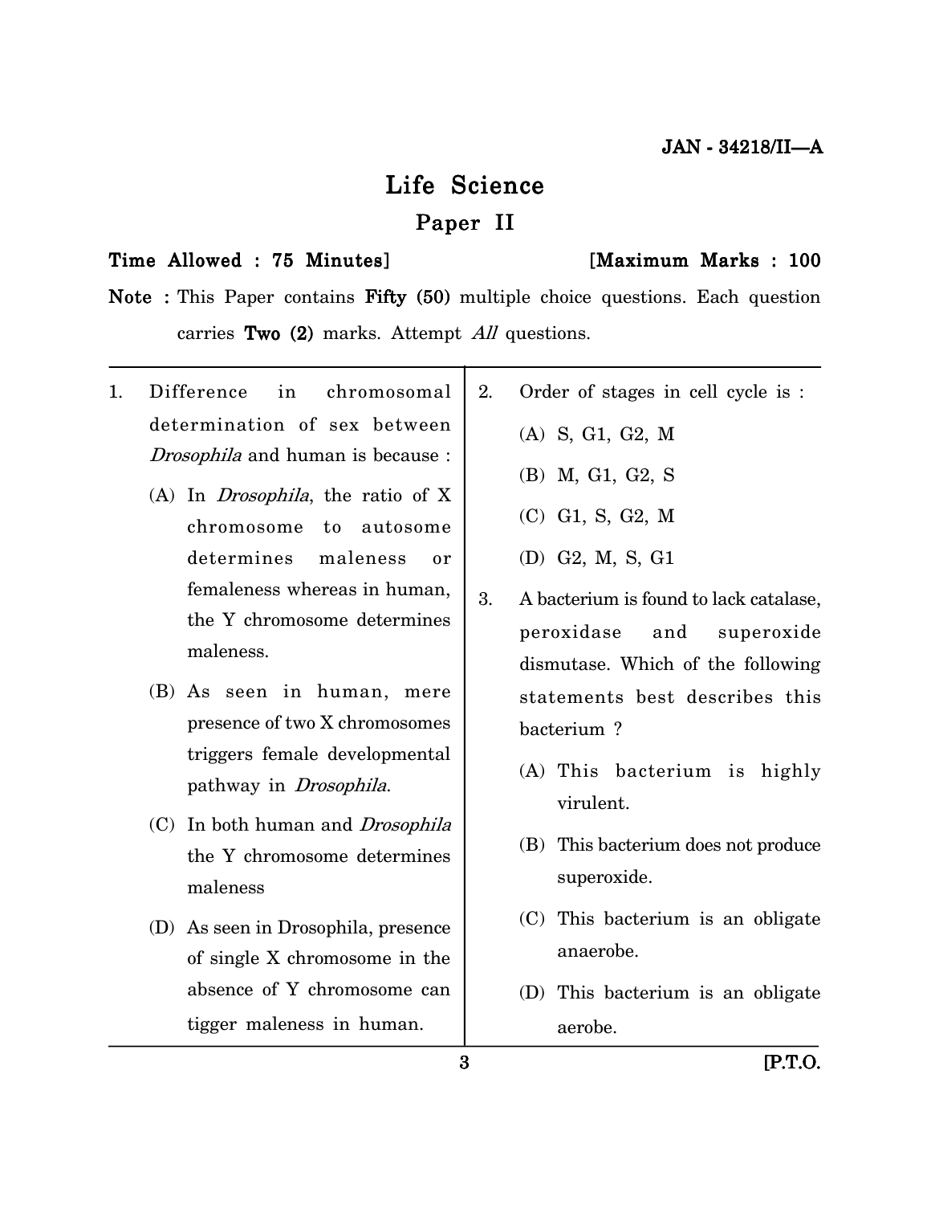JAN - 34218/II—A

# Life Science

## Paper II

**Time Allowed : 75 Minutes]** **[Maximum Marks : 100**

**Note :** This Paper contains **Fifty (50)** multiple choice questions. Each question carries **Two (2)** marks. Attempt *All* questions.

1. Difference in chromosomal determination of sex between *Drosophila* and human is because :
   - (A) In *Drosophila*, the ratio of X chromosome to autosome determines maleness or femaleness whereas in human, the Y chromosome determines maleness.
   - (B) As seen in human, mere presence of two X chromosomes triggers female developmental pathway in *Drosophila*.
   - (C) In both human and *Drosophila* the Y chromosome determines maleness
   - (D) As seen in Drosophila, presence of single X chromosome in the absence of Y chromosome can tigger maleness in human.

2. Order of stages in cell cycle is :
   - (A) S, G1, G2, M
   - (B) M, G1, G2, S
   - (C) G1, S, G2, M
   - (D) G2, M, S, G1

3. A bacterium is found to lack catalase, peroxidase and superoxide dismutase. Which of the following statements best describes this bacterium ?
   - (A) This bacterium is highly virulent.
   - (B) This bacterium does not produce superoxide.
   - (C) This bacterium is an obligate anaerobe.
   - (D) This bacterium is an obligate aerobe.

[P.T.O.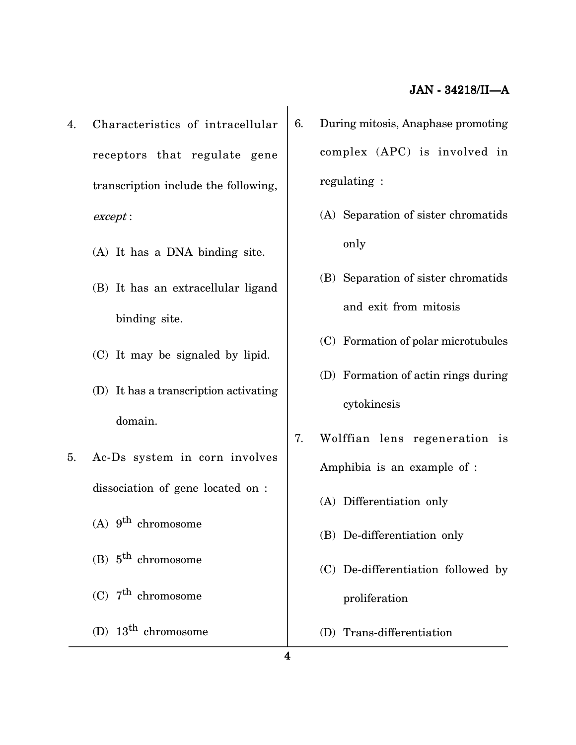4. Characteristics of intracellular receptors that regulate gene transcription include the following, *except* :

   (A) It has a DNA binding site.

   (B) It has an extracellular ligand binding site.

   (C) It may be signaled by lipid.

   (D) It has a transcription activating domain.

5. Ac-Ds system in corn involves dissociation of gene located on :

   (A) $9^{th}$ chromosome

   (B) $5^{th}$ chromosome

   (C) $7^{th}$ chromosome

   (D) $13^{th}$ chromosome

6. During mitosis, Anaphase promoting complex (APC) is involved in regulating :

   (A) Separation of sister chromatids only

   (B) Separation of sister chromatids and exit from mitosis

   (C) Formation of polar microtubules

   (D) Formation of actin rings during cytokinesis

7. Wolffian lens regeneration is Amphibia is an example of :

   (A) Differentiation only

   (B) De-differentiation only

   (C) De-differentiation followed by proliferation

   (D) Trans-differentiation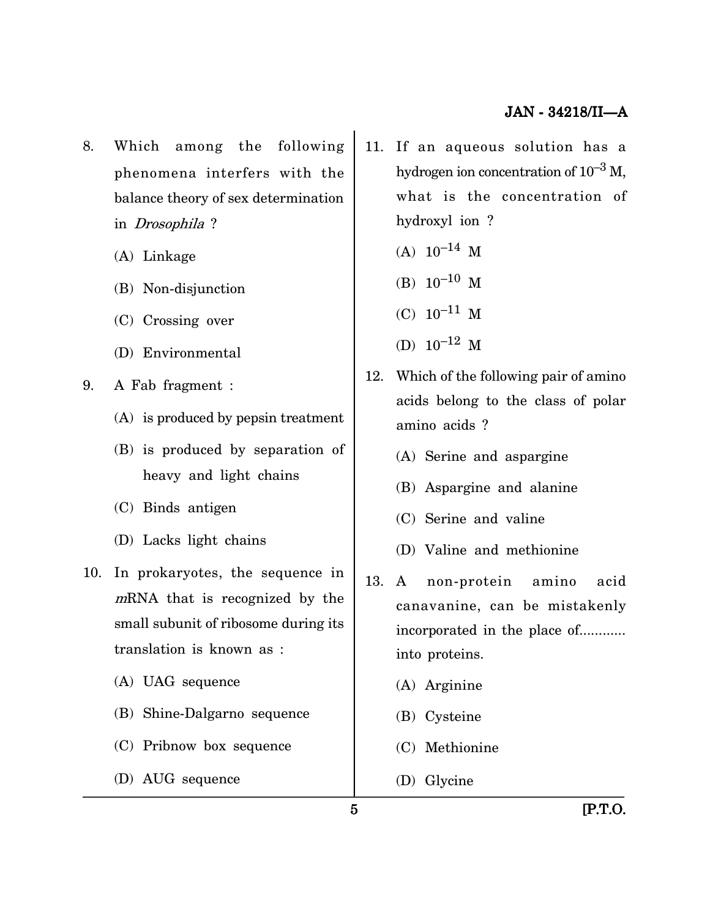8. Which among the following phenomena interfers with the balance theory of sex determination in *Drosophila* ?

   (A) Linkage

   (B) Non-disjunction

   (C) Crossing over

   (D) Environmental

9. A Fab fragment :

   (A) is produced by pepsin treatment

   (B) is produced by separation of heavy and light chains

   (C) Binds antigen

   (D) Lacks light chains

10. In prokaryotes, the sequence in *m*RNA that is recognized by the small subunit of ribosome during its translation is known as :

    (A) UAG sequence

    (B) Shine-Dalgarno sequence

    (C) Pribnow box sequence

    (D) AUG sequence

11. If an aqueous solution has a hydrogen ion concentration of $10^{-3}$ M, what is the concentration of hydroxyl ion ?

    (A) $10^{-14}$ M

    (B) $10^{-10}$ M

    (C) $10^{-11}$ M

    (D) $10^{-12}$ M

12. Which of the following pair of amino acids belong to the class of polar amino acids ?

    (A) Serine and aspargine

    (B) Aspargine and alanine

    (C) Serine and valine

    (D) Valine and methionine

13. A non-protein amino acid canavanine, can be mistakenly incorporated in the place of........... into proteins.

    (A) Arginine

    (B) Cysteine

    (C) Methionine

    (D) Glycine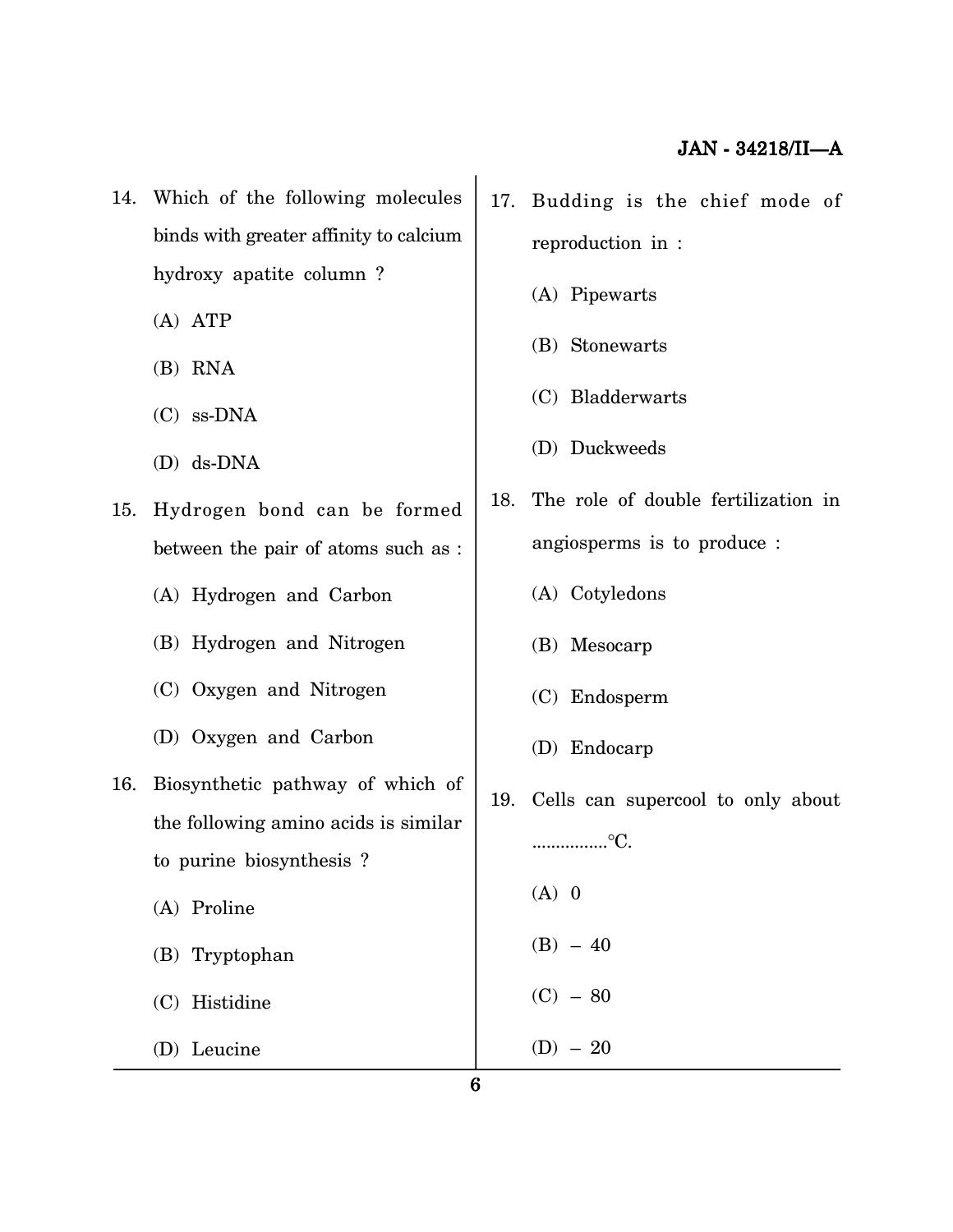14. Which of the following molecules binds with greater affinity to calcium hydroxy apatite column ?

    (A) ATP

    (B) RNA

    (C) ss-DNA

    (D) ds-DNA

15. Hydrogen bond can be formed between the pair of atoms such as :

    (A) Hydrogen and Carbon

    (B) Hydrogen and Nitrogen

    (C) Oxygen and Nitrogen

    (D) Oxygen and Carbon

16. Biosynthetic pathway of which of the following amino acids is similar to purine biosynthesis ?

    (A) Proline

    (B) Tryptophan

    (C) Histidine

    (D) Leucine

17. Budding is the chief mode of reproduction in :

    (A) Pipewarts

    (B) Stonewarts

    (C) Bladderwarts

    (D) Duckweeds

18. The role of double fertilization in angiosperms is to produce :

    (A) Cotyledons

    (B) Mesocarp

    (C) Endosperm

    (D) Endocarp

19. Cells can supercool to only about ................°C.

    (A) 0

    (B) – 40

    (C) – 80

    (D) – 20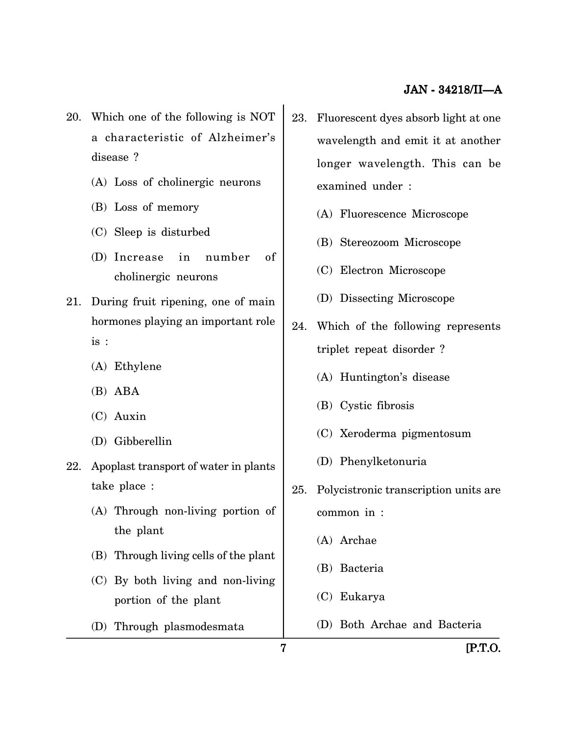20. Which one of the following is NOT a characteristic of Alzheimer's disease ?

    (A) Loss of cholinergic neurons

    (B) Loss of memory

    (C) Sleep is disturbed

    (D) Increase in number of cholinergic neurons

21. During fruit ripening, one of main hormones playing an important role is :

    (A) Ethylene

    (B) ABA

    (C) Auxin

    (D) Gibberellin

22. Apoplast transport of water in plants take place :

    (A) Through non-living portion of the plant

    (B) Through living cells of the plant

    (C) By both living and non-living portion of the plant

    (D) Through plasmodesmata

23. Fluorescent dyes absorb light at one wavelength and emit it at another longer wavelength. This can be examined under :

    (A) Fluorescence Microscope

    (B) Stereozoom Microscope

    (C) Electron Microscope

    (D) Dissecting Microscope

24. Which of the following represents triplet repeat disorder ?

    (A) Huntington's disease

    (B) Cystic fibrosis

    (C) Xeroderma pigmentosum

    (D) Phenylketonuria

25. Polycistronic transcription units are common in :

    (A) Archae

    (B) Bacteria

    (C) Eukarya

    (D) Both Archae and Bacteria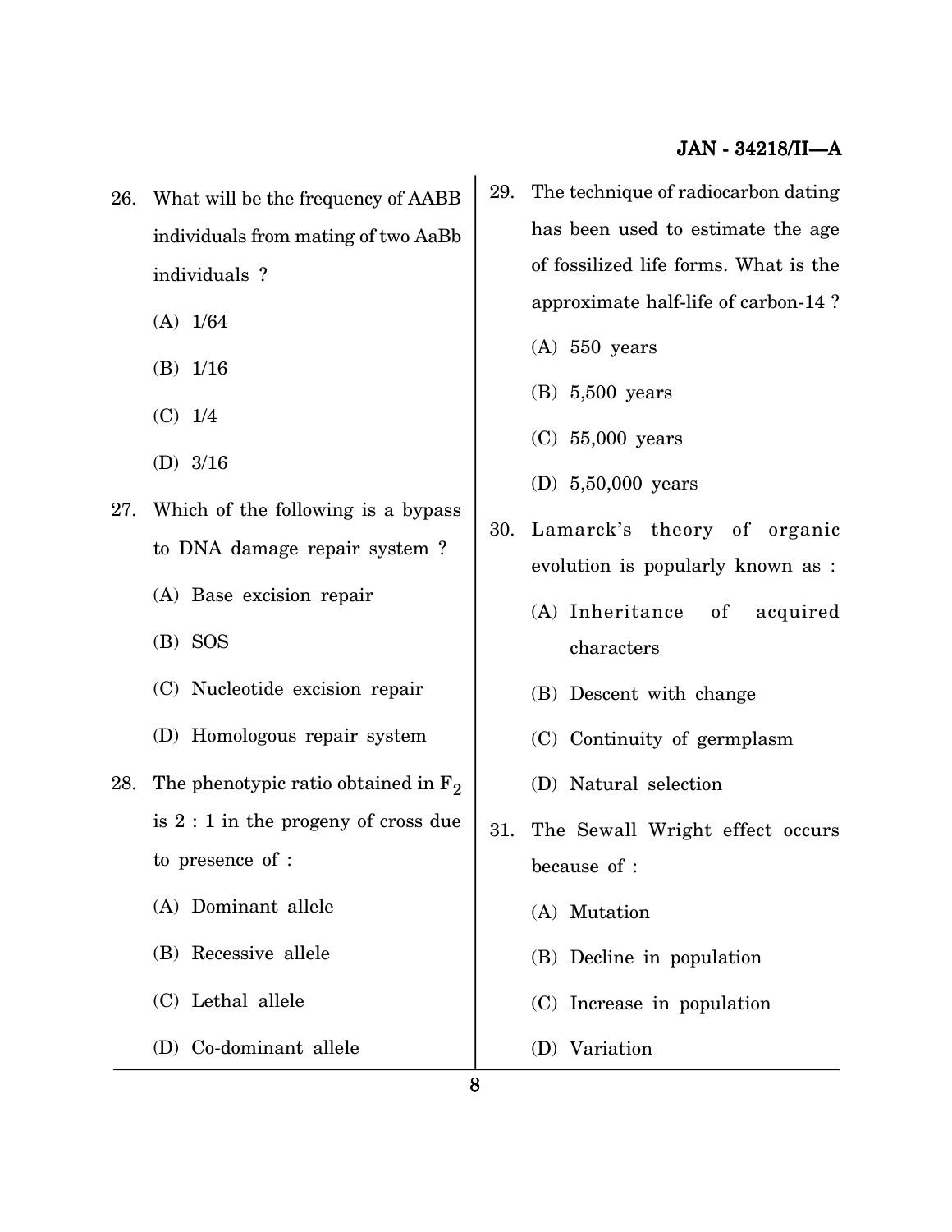26. What will be the frequency of AABB individuals from mating of two AaBb individuals ?

    (A) 1/64

    (B) 1/16

    (C) 1/4

    (D) 3/16

27. Which of the following is a bypass to DNA damage repair system ?

    (A) Base excision repair

    (B) SOS

    (C) Nucleotide excision repair

    (D) Homologous repair system

28. The phenotypic ratio obtained in $F_2$ is 2 : 1 in the progeny of cross due to presence of :

    (A) Dominant allele

    (B) Recessive allele

    (C) Lethal allele

    (D) Co-dominant allele

29. The technique of radiocarbon dating has been used to estimate the age of fossilized life forms. What is the approximate half-life of carbon-14 ?

    (A) 550 years

    (B) 5,500 years

    (C) 55,000 years

    (D) 5,50,000 years

30. Lamarck's theory of organic evolution is popularly known as :

    (A) Inheritance of acquired characters

    (B) Descent with change

    (C) Continuity of germplasm

    (D) Natural selection

31. The Sewall Wright effect occurs because of :

    (A) Mutation

    (B) Decline in population

    (C) Increase in population

    (D) Variation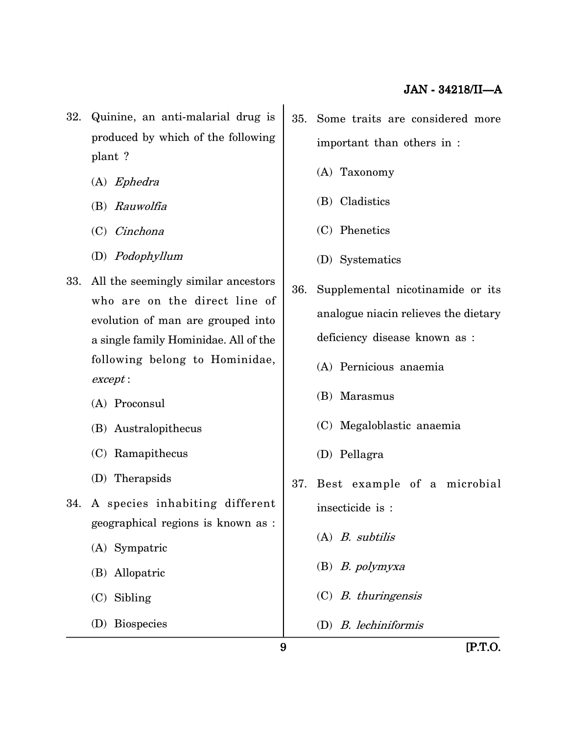32. Quinine, an anti-malarial drug is produced by which of the following plant ?

    (A) *Ephedra*

    (B) *Rauwolfia*

    (C) *Cinchona*

    (D) *Podophyllum*

33. All the seemingly similar ancestors who are on the direct line of evolution of man are grouped into a single family Hominidae. All of the following belong to Hominidae, *except* :

    (A) Proconsul

    (B) Australopithecus

    (C) Ramapithecus

    (D) Therapsids

34. A species inhabiting different geographical regions is known as :

    (A) Sympatric

    (B) Allopatric

    (C) Sibling

    (D) Biospecies

35. Some traits are considered more important than others in :

    (A) Taxonomy

    (B) Cladistics

    (C) Phenetics

    (D) Systematics

36. Supplemental nicotinamide or its analogue niacin relieves the dietary deficiency disease known as :

    (A) Pernicious anaemia

    (B) Marasmus

    (C) Megaloblastic anaemia

    (D) Pellagra

37. Best example of a microbial insecticide is :

    (A) *B. subtilis*

    (B) *B. polymyxa*

    (C) *B. thuringensis*

    (D) *B. lechiniformis*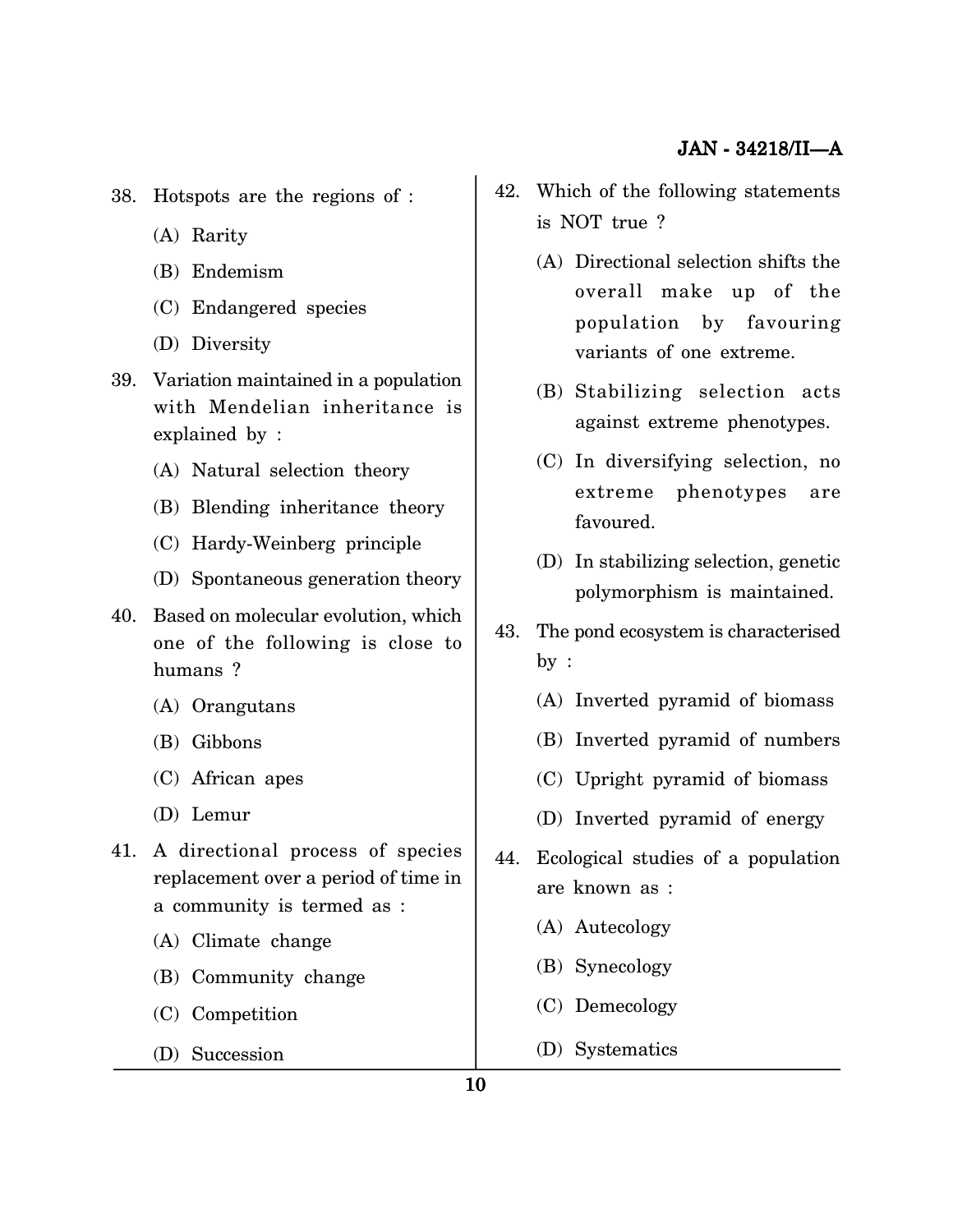38. Hotspots are the regions of :

    (A) Rarity

    (B) Endemism

    (C) Endangered species

    (D) Diversity

39. Variation maintained in a population with Mendelian inheritance is explained by :

    (A) Natural selection theory

    (B) Blending inheritance theory

    (C) Hardy-Weinberg principle

    (D) Spontaneous generation theory

40. Based on molecular evolution, which one of the following is close to humans ?

    (A) Orangutans

    (B) Gibbons

    (C) African apes

    (D) Lemur

41. A directional process of species replacement over a period of time in a community is termed as :

    (A) Climate change

    (B) Community change

    (C) Competition

    (D) Succession

42. Which of the following statements is NOT true ?

    (A) Directional selection shifts the overall make up of the population by favouring variants of one extreme.

    (B) Stabilizing selection acts against extreme phenotypes.

    (C) In diversifying selection, no extreme phenotypes are favoured.

    (D) In stabilizing selection, genetic polymorphism is maintained.

43. The pond ecosystem is characterised by :

    (A) Inverted pyramid of biomass

    (B) Inverted pyramid of numbers

    (C) Upright pyramid of biomass

    (D) Inverted pyramid of energy

44. Ecological studies of a population are known as :

    (A) Autecology

    (B) Synecology

    (C) Demecology

    (D) Systematics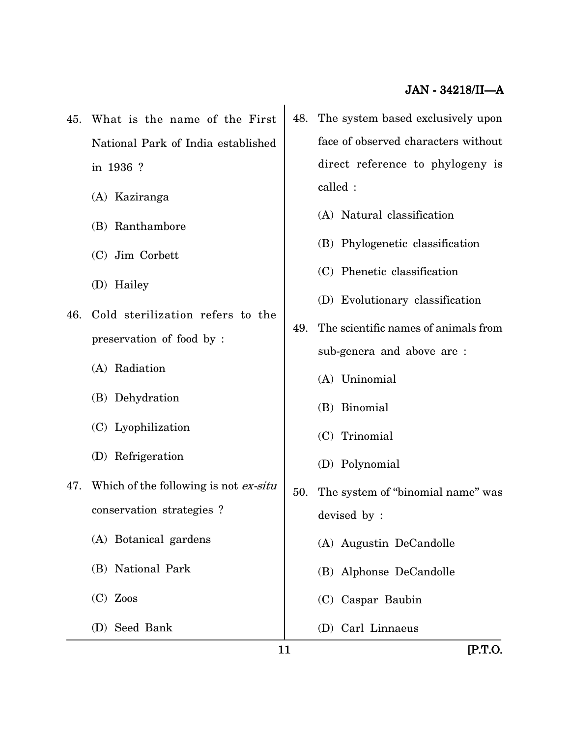45. What is the name of the First National Park of India established in 1936 ?

    (A) Kaziranga

    (B) Ranthambore

    (C) Jim Corbett

    (D) Hailey

46. Cold sterilization refers to the preservation of food by :

    (A) Radiation

    (B) Dehydration

    (C) Lyophilization

    (D) Refrigeration

47. Which of the following is not *ex-situ* conservation strategies ?

    (A) Botanical gardens

    (B) National Park

    (C) Zoos

    (D) Seed Bank

48. The system based exclusively upon face of observed characters without direct reference to phylogeny is called :

    (A) Natural classification

    (B) Phylogenetic classification

    (C) Phenetic classification

    (D) Evolutionary classification

49. The scientific names of animals from sub-genera and above are :

    (A) Uninomial

    (B) Binomial

    (C) Trinomial

    (D) Polynomial

50. The system of "binomial name" was devised by :

    (A) Augustin DeCandolle

    (B) Alphonse DeCandolle

    (C) Caspar Baubin

    (D) Carl Linnaeus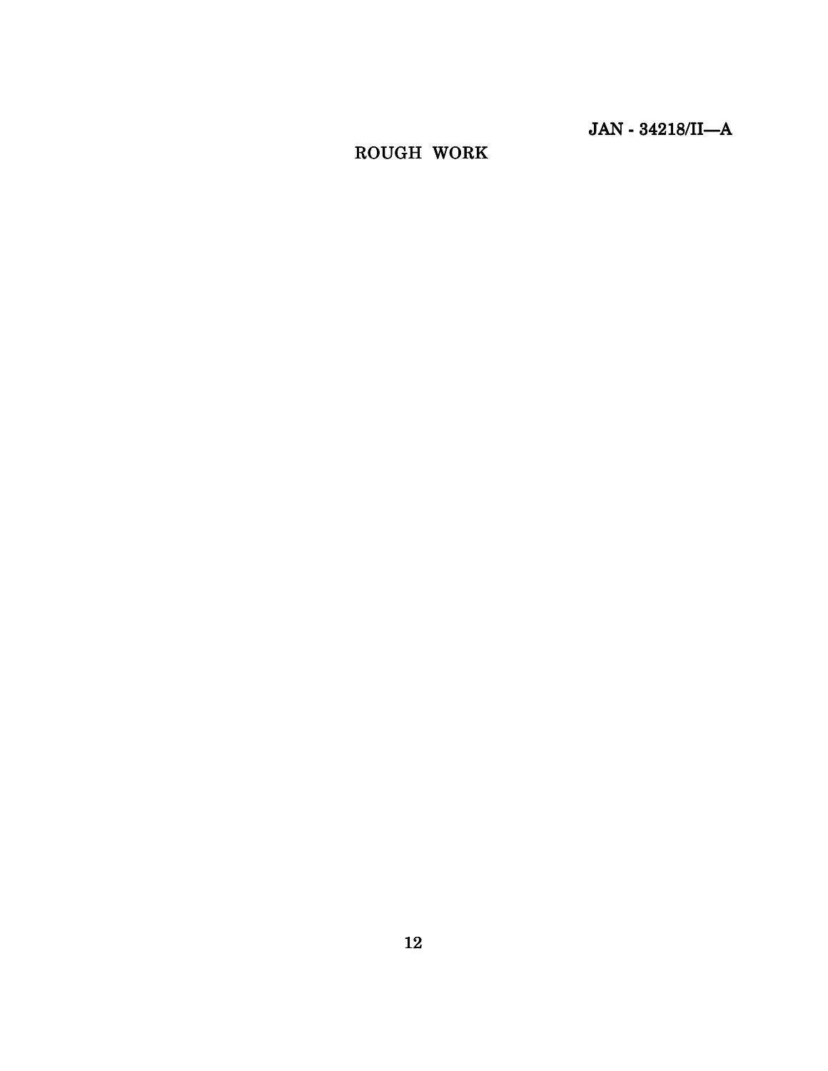ROUGH WORK